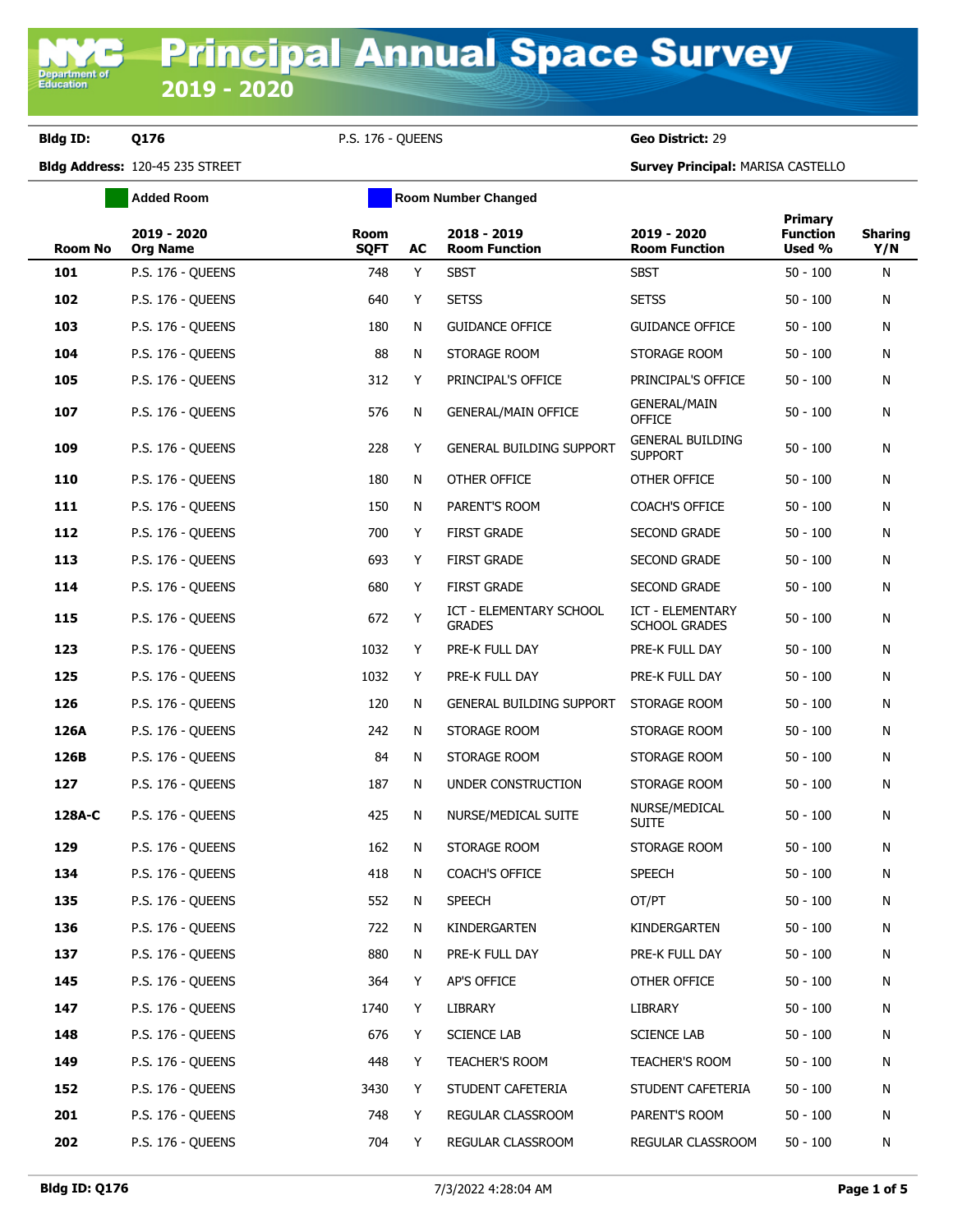# Principal Annual Space Survey 2019 - 2020

**Bldg ID:** Q176 &nbsp;&nbsp; P.S. 176 - QUEENS &nbsp;&nbsp; **Geo District:** 29

**Bldg Address:** 120-45 235 STREET &nbsp;&nbsp; **Survey Principal:** MARISA CASTELLO

Added Room &nbsp;&nbsp; Room Number Changed

| Room No | 2019 - 2020 Org Name | Room SQFT | AC | 2018 - 2019 Room Function | 2019 - 2020 Room Function | Primary Function Used % | Sharing Y/N |
|---|---|---|---|---|---|---|---|
| 101 | P.S. 176 - QUEENS | 748 | Y | SBST | SBST | 50 - 100 | N |
| 102 | P.S. 176 - QUEENS | 640 | Y | SETSS | SETSS | 50 - 100 | N |
| 103 | P.S. 176 - QUEENS | 180 | N | GUIDANCE OFFICE | GUIDANCE OFFICE | 50 - 100 | N |
| 104 | P.S. 176 - QUEENS | 88 | N | STORAGE ROOM | STORAGE ROOM | 50 - 100 | N |
| 105 | P.S. 176 - QUEENS | 312 | Y | PRINCIPAL'S OFFICE | PRINCIPAL'S OFFICE | 50 - 100 | N |
| 107 | P.S. 176 - QUEENS | 576 | N | GENERAL/MAIN OFFICE | GENERAL/MAIN OFFICE | 50 - 100 | N |
| 109 | P.S. 176 - QUEENS | 228 | Y | GENERAL BUILDING SUPPORT | GENERAL BUILDING SUPPORT | 50 - 100 | N |
| 110 | P.S. 176 - QUEENS | 180 | N | OTHER OFFICE | OTHER OFFICE | 50 - 100 | N |
| 111 | P.S. 176 - QUEENS | 150 | N | PARENT'S ROOM | COACH'S OFFICE | 50 - 100 | N |
| 112 | P.S. 176 - QUEENS | 700 | Y | FIRST GRADE | SECOND GRADE | 50 - 100 | N |
| 113 | P.S. 176 - QUEENS | 693 | Y | FIRST GRADE | SECOND GRADE | 50 - 100 | N |
| 114 | P.S. 176 - QUEENS | 680 | Y | FIRST GRADE | SECOND GRADE | 50 - 100 | N |
| 115 | P.S. 176 - QUEENS | 672 | Y | ICT - ELEMENTARY SCHOOL GRADES | ICT - ELEMENTARY SCHOOL GRADES | 50 - 100 | N |
| 123 | P.S. 176 - QUEENS | 1032 | Y | PRE-K FULL DAY | PRE-K FULL DAY | 50 - 100 | N |
| 125 | P.S. 176 - QUEENS | 1032 | Y | PRE-K FULL DAY | PRE-K FULL DAY | 50 - 100 | N |
| 126 | P.S. 176 - QUEENS | 120 | N | GENERAL BUILDING SUPPORT | STORAGE ROOM | 50 - 100 | N |
| 126A | P.S. 176 - QUEENS | 242 | N | STORAGE ROOM | STORAGE ROOM | 50 - 100 | N |
| 126B | P.S. 176 - QUEENS | 84 | N | STORAGE ROOM | STORAGE ROOM | 50 - 100 | N |
| 127 | P.S. 176 - QUEENS | 187 | N | UNDER CONSTRUCTION | STORAGE ROOM | 50 - 100 | N |
| 128A-C | P.S. 176 - QUEENS | 425 | N | NURSE/MEDICAL SUITE | NURSE/MEDICAL SUITE | 50 - 100 | N |
| 129 | P.S. 176 - QUEENS | 162 | N | STORAGE ROOM | STORAGE ROOM | 50 - 100 | N |
| 134 | P.S. 176 - QUEENS | 418 | N | COACH'S OFFICE | SPEECH | 50 - 100 | N |
| 135 | P.S. 176 - QUEENS | 552 | N | SPEECH | OT/PT | 50 - 100 | N |
| 136 | P.S. 176 - QUEENS | 722 | N | KINDERGARTEN | KINDERGARTEN | 50 - 100 | N |
| 137 | P.S. 176 - QUEENS | 880 | N | PRE-K FULL DAY | PRE-K FULL DAY | 50 - 100 | N |
| 145 | P.S. 176 - QUEENS | 364 | Y | AP'S OFFICE | OTHER OFFICE | 50 - 100 | N |
| 147 | P.S. 176 - QUEENS | 1740 | Y | LIBRARY | LIBRARY | 50 - 100 | N |
| 148 | P.S. 176 - QUEENS | 676 | Y | SCIENCE LAB | SCIENCE LAB | 50 - 100 | N |
| 149 | P.S. 176 - QUEENS | 448 | Y | TEACHER'S ROOM | TEACHER'S ROOM | 50 - 100 | N |
| 152 | P.S. 176 - QUEENS | 3430 | Y | STUDENT CAFETERIA | STUDENT CAFETERIA | 50 - 100 | N |
| 201 | P.S. 176 - QUEENS | 748 | Y | REGULAR CLASSROOM | PARENT'S ROOM | 50 - 100 | N |
| 202 | P.S. 176 - QUEENS | 704 | Y | REGULAR CLASSROOM | REGULAR CLASSROOM | 50 - 100 | N |

7/3/2022 4:28:04 AM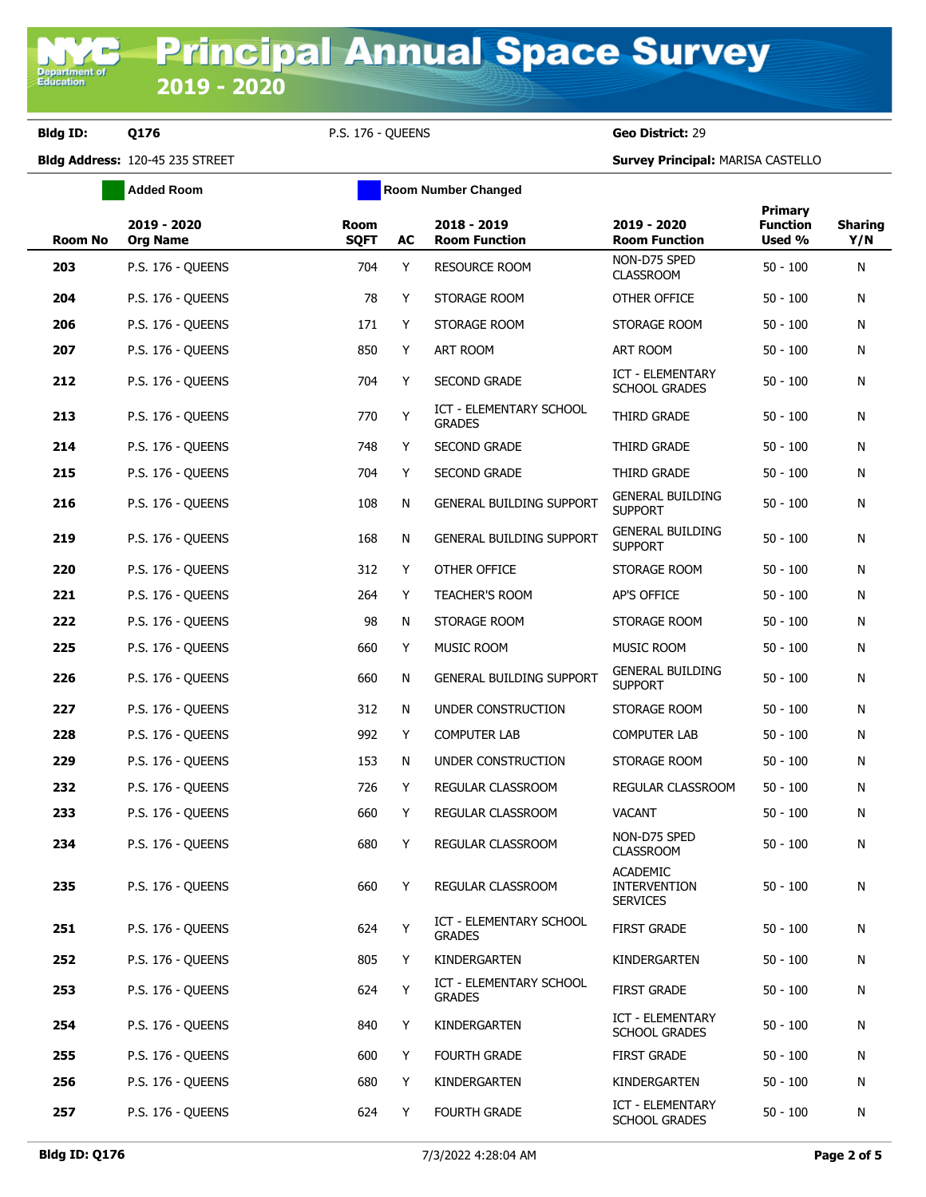# Principal Annual Space Survey 2019 - 2020

**Bldg ID:** Q176 P.S. 176 - QUEENS **Geo District:** 29

**Bldg Address:** 120-45 235 STREET **Survey Principal:** MARISA CASTELLO

Added Room | Room Number Changed

| Room No | 2019 - 2020 Org Name | Room SQFT | AC | 2018 - 2019 Room Function | 2019 - 2020 Room Function | Primary Function Used % | Sharing Y/N |
|---|---|---|---|---|---|---|---|
| 203 | P.S. 176 - QUEENS | 704 | Y | RESOURCE ROOM | NON-D75 SPED CLASSROOM | 50 - 100 | N |
| 204 | P.S. 176 - QUEENS | 78 | Y | STORAGE ROOM | OTHER OFFICE | 50 - 100 | N |
| 206 | P.S. 176 - QUEENS | 171 | Y | STORAGE ROOM | STORAGE ROOM | 50 - 100 | N |
| 207 | P.S. 176 - QUEENS | 850 | Y | ART ROOM | ART ROOM | 50 - 100 | N |
| 212 | P.S. 176 - QUEENS | 704 | Y | SECOND GRADE | ICT - ELEMENTARY SCHOOL GRADES | 50 - 100 | N |
| 213 | P.S. 176 - QUEENS | 770 | Y | ICT - ELEMENTARY SCHOOL GRADES | THIRD GRADE | 50 - 100 | N |
| 214 | P.S. 176 - QUEENS | 748 | Y | SECOND GRADE | THIRD GRADE | 50 - 100 | N |
| 215 | P.S. 176 - QUEENS | 704 | Y | SECOND GRADE | THIRD GRADE | 50 - 100 | N |
| 216 | P.S. 176 - QUEENS | 108 | N | GENERAL BUILDING SUPPORT | GENERAL BUILDING SUPPORT | 50 - 100 | N |
| 219 | P.S. 176 - QUEENS | 168 | N | GENERAL BUILDING SUPPORT | GENERAL BUILDING SUPPORT | 50 - 100 | N |
| 220 | P.S. 176 - QUEENS | 312 | Y | OTHER OFFICE | STORAGE ROOM | 50 - 100 | N |
| 221 | P.S. 176 - QUEENS | 264 | Y | TEACHER'S ROOM | AP'S OFFICE | 50 - 100 | N |
| 222 | P.S. 176 - QUEENS | 98 | N | STORAGE ROOM | STORAGE ROOM | 50 - 100 | N |
| 225 | P.S. 176 - QUEENS | 660 | Y | MUSIC ROOM | MUSIC ROOM | 50 - 100 | N |
| 226 | P.S. 176 - QUEENS | 660 | N | GENERAL BUILDING SUPPORT | GENERAL BUILDING SUPPORT | 50 - 100 | N |
| 227 | P.S. 176 - QUEENS | 312 | N | UNDER CONSTRUCTION | STORAGE ROOM | 50 - 100 | N |
| 228 | P.S. 176 - QUEENS | 992 | Y | COMPUTER LAB | COMPUTER LAB | 50 - 100 | N |
| 229 | P.S. 176 - QUEENS | 153 | N | UNDER CONSTRUCTION | STORAGE ROOM | 50 - 100 | N |
| 232 | P.S. 176 - QUEENS | 726 | Y | REGULAR CLASSROOM | REGULAR CLASSROOM | 50 - 100 | N |
| 233 | P.S. 176 - QUEENS | 660 | Y | REGULAR CLASSROOM | VACANT | 50 - 100 | N |
| 234 | P.S. 176 - QUEENS | 680 | Y | REGULAR CLASSROOM | NON-D75 SPED CLASSROOM | 50 - 100 | N |
| 235 | P.S. 176 - QUEENS | 660 | Y | REGULAR CLASSROOM | ACADEMIC INTERVENTION SERVICES | 50 - 100 | N |
| 251 | P.S. 176 - QUEENS | 624 | Y | ICT - ELEMENTARY SCHOOL GRADES | FIRST GRADE | 50 - 100 | N |
| 252 | P.S. 176 - QUEENS | 805 | Y | KINDERGARTEN | KINDERGARTEN | 50 - 100 | N |
| 253 | P.S. 176 - QUEENS | 624 | Y | ICT - ELEMENTARY SCHOOL GRADES | FIRST GRADE | 50 - 100 | N |
| 254 | P.S. 176 - QUEENS | 840 | Y | KINDERGARTEN | ICT - ELEMENTARY SCHOOL GRADES | 50 - 100 | N |
| 255 | P.S. 176 - QUEENS | 600 | Y | FOURTH GRADE | FIRST GRADE | 50 - 100 | N |
| 256 | P.S. 176 - QUEENS | 680 | Y | KINDERGARTEN | KINDERGARTEN | 50 - 100 | N |
| 257 | P.S. 176 - QUEENS | 624 | Y | FOURTH GRADE | ICT - ELEMENTARY SCHOOL GRADES | 50 - 100 | N |

**Bldg ID: Q176** 7/3/2022 4:28:04 AM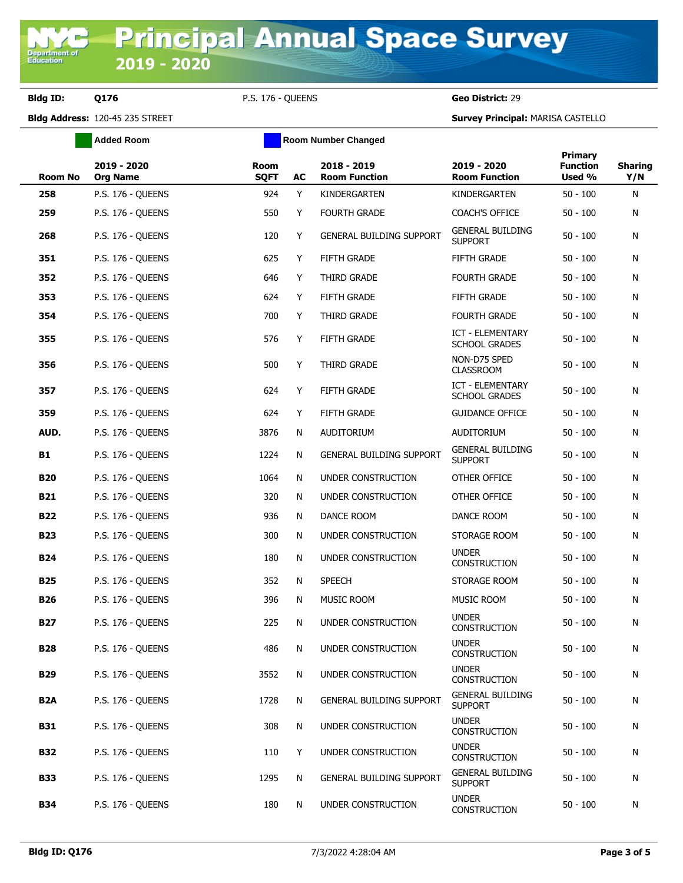# Principal Annual Space Survey
## 2019 - 2020

**Bldg ID:** Q176 P.S. 176 - QUEENS **Geo District:** 29

**Bldg Address:** 120-45 235 STREET **Survey Principal:** MARISA CASTELLO

Added Room | Room Number Changed

| Room No | 2019 - 2020 Org Name | Room SQFT | AC | 2018 - 2019 Room Function | 2019 - 2020 Room Function | Primary Function Used % | Sharing Y/N |
|---|---|---|---|---|---|---|---|
| 258 | P.S. 176 - QUEENS | 924 | Y | KINDERGARTEN | KINDERGARTEN | 50 - 100 | N |
| 259 | P.S. 176 - QUEENS | 550 | Y | FOURTH GRADE | COACH'S OFFICE | 50 - 100 | N |
| 268 | P.S. 176 - QUEENS | 120 | Y | GENERAL BUILDING SUPPORT | GENERAL BUILDING SUPPORT | 50 - 100 | N |
| 351 | P.S. 176 - QUEENS | 625 | Y | FIFTH GRADE | FIFTH GRADE | 50 - 100 | N |
| 352 | P.S. 176 - QUEENS | 646 | Y | THIRD GRADE | FOURTH GRADE | 50 - 100 | N |
| 353 | P.S. 176 - QUEENS | 624 | Y | FIFTH GRADE | FIFTH GRADE | 50 - 100 | N |
| 354 | P.S. 176 - QUEENS | 700 | Y | THIRD GRADE | FOURTH GRADE | 50 - 100 | N |
| 355 | P.S. 176 - QUEENS | 576 | Y | FIFTH GRADE | ICT - ELEMENTARY SCHOOL GRADES | 50 - 100 | N |
| 356 | P.S. 176 - QUEENS | 500 | Y | THIRD GRADE | NON-D75 SPED CLASSROOM | 50 - 100 | N |
| 357 | P.S. 176 - QUEENS | 624 | Y | FIFTH GRADE | ICT - ELEMENTARY SCHOOL GRADES | 50 - 100 | N |
| 359 | P.S. 176 - QUEENS | 624 | Y | FIFTH GRADE | GUIDANCE OFFICE | 50 - 100 | N |
| AUD. | P.S. 176 - QUEENS | 3876 | N | AUDITORIUM | AUDITORIUM | 50 - 100 | N |
| B1 | P.S. 176 - QUEENS | 1224 | N | GENERAL BUILDING SUPPORT | GENERAL BUILDING SUPPORT | 50 - 100 | N |
| B20 | P.S. 176 - QUEENS | 1064 | N | UNDER CONSTRUCTION | OTHER OFFICE | 50 - 100 | N |
| B21 | P.S. 176 - QUEENS | 320 | N | UNDER CONSTRUCTION | OTHER OFFICE | 50 - 100 | N |
| B22 | P.S. 176 - QUEENS | 936 | N | DANCE ROOM | DANCE ROOM | 50 - 100 | N |
| B23 | P.S. 176 - QUEENS | 300 | N | UNDER CONSTRUCTION | STORAGE ROOM | 50 - 100 | N |
| B24 | P.S. 176 - QUEENS | 180 | N | UNDER CONSTRUCTION | UNDER CONSTRUCTION | 50 - 100 | N |
| B25 | P.S. 176 - QUEENS | 352 | N | SPEECH | STORAGE ROOM | 50 - 100 | N |
| B26 | P.S. 176 - QUEENS | 396 | N | MUSIC ROOM | MUSIC ROOM | 50 - 100 | N |
| B27 | P.S. 176 - QUEENS | 225 | N | UNDER CONSTRUCTION | UNDER CONSTRUCTION | 50 - 100 | N |
| B28 | P.S. 176 - QUEENS | 486 | N | UNDER CONSTRUCTION | UNDER CONSTRUCTION | 50 - 100 | N |
| B29 | P.S. 176 - QUEENS | 3552 | N | UNDER CONSTRUCTION | UNDER CONSTRUCTION | 50 - 100 | N |
| B2A | P.S. 176 - QUEENS | 1728 | N | GENERAL BUILDING SUPPORT | GENERAL BUILDING SUPPORT | 50 - 100 | N |
| B31 | P.S. 176 - QUEENS | 308 | N | UNDER CONSTRUCTION | UNDER CONSTRUCTION | 50 - 100 | N |
| B32 | P.S. 176 - QUEENS | 110 | Y | UNDER CONSTRUCTION | UNDER CONSTRUCTION | 50 - 100 | N |
| B33 | P.S. 176 - QUEENS | 1295 | N | GENERAL BUILDING SUPPORT | GENERAL BUILDING SUPPORT | 50 - 100 | N |
| B34 | P.S. 176 - QUEENS | 180 | N | UNDER CONSTRUCTION | UNDER CONSTRUCTION | 50 - 100 | N |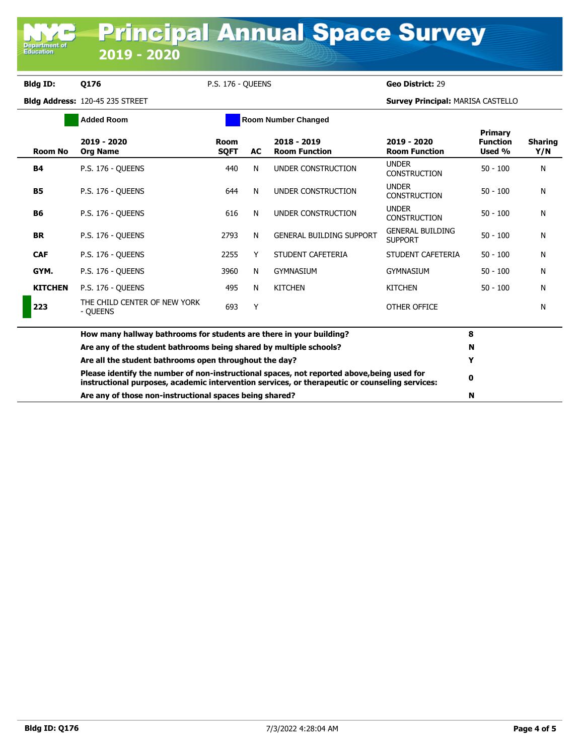# Principal Annual Space Survey 2019 - 2020

**Bldg ID:** Q176 P.S. 176 - QUEENS **Geo District:** 29

**Bldg Address:** 120-45 235 STREET **Survey Principal:** MARISA CASTELLO

Added Room | Room Number Changed

| Room No | 2019 - 2020 Org Name | Room SQFT | AC | 2018 - 2019 Room Function | 2019 - 2020 Room Function | Primary Function Used % | Sharing Y/N |
|---|---|---|---|---|---|---|---|
| B4 | P.S. 176 - QUEENS | 440 | N | UNDER CONSTRUCTION | UNDER CONSTRUCTION | 50 - 100 | N |
| B5 | P.S. 176 - QUEENS | 644 | N | UNDER CONSTRUCTION | UNDER CONSTRUCTION | 50 - 100 | N |
| B6 | P.S. 176 - QUEENS | 616 | N | UNDER CONSTRUCTION | UNDER CONSTRUCTION | 50 - 100 | N |
| BR | P.S. 176 - QUEENS | 2793 | N | GENERAL BUILDING SUPPORT | GENERAL BUILDING SUPPORT | 50 - 100 | N |
| CAF | P.S. 176 - QUEENS | 2255 | Y | STUDENT CAFETERIA | STUDENT CAFETERIA | 50 - 100 | N |
| GYM. | P.S. 176 - QUEENS | 3960 | N | GYMNASIUM | GYMNASIUM | 50 - 100 | N |
| KITCHEN | P.S. 176 - QUEENS | 495 | N | KITCHEN | KITCHEN | 50 - 100 | N |
| 223 | THE CHILD CENTER OF NEW YORK - QUEENS | 693 | Y | | OTHER OFFICE | | N |

| Question | Answer |
|---|---|
| **How many hallway bathrooms for students are there in your building?** | 8 |
| **Are any of the student bathrooms being shared by multiple schools?** | N |
| **Are all the student bathrooms open throughout the day?** | Y |
| **Please identify the number of non-instructional spaces, not reported above,being used for instructional purposes, academic intervention services, or therapeutic or counseling services:** | 0 |
| **Are any of those non-instructional spaces being shared?** | N |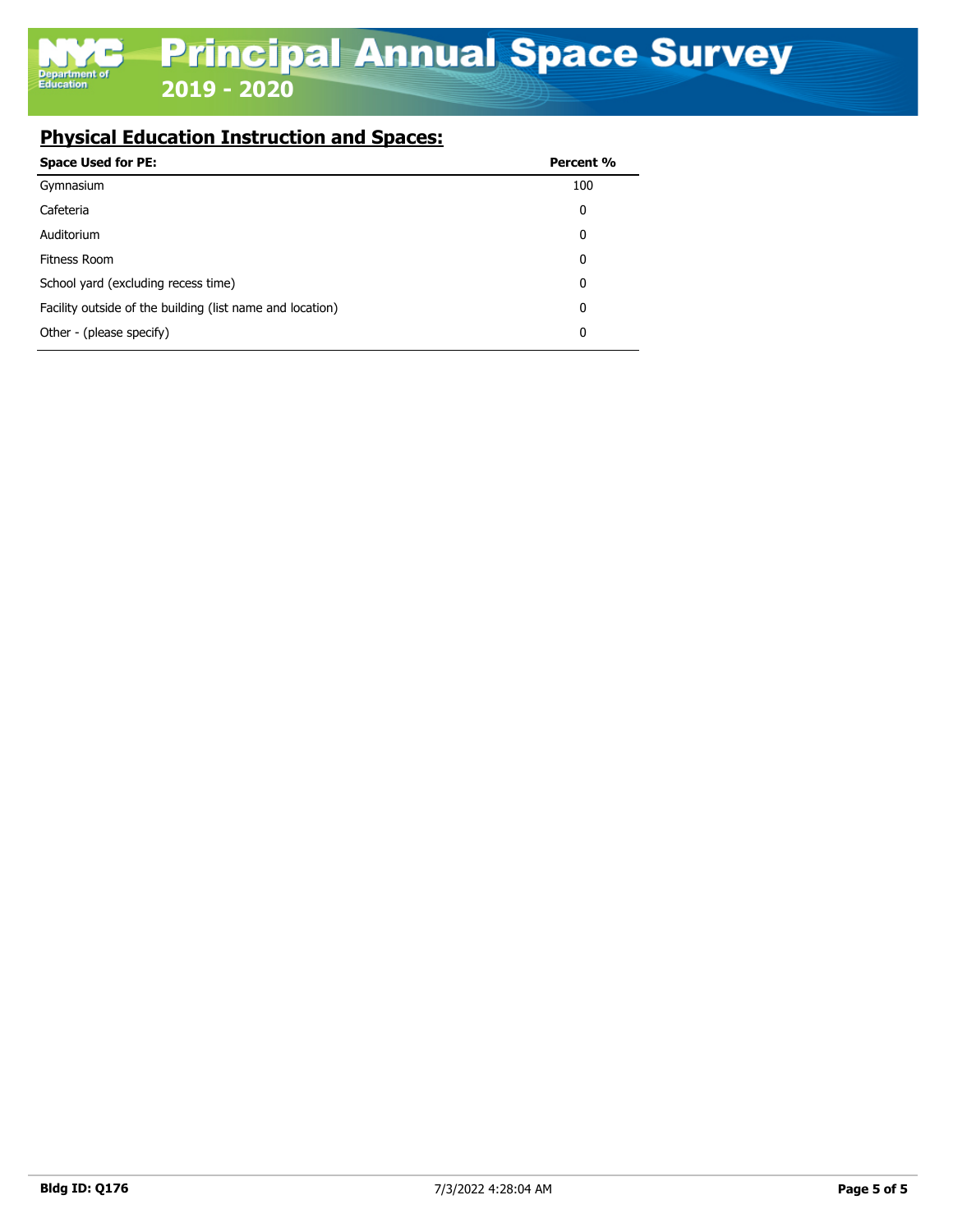## Physical Education Instruction and Spaces:

| Space Used for PE: | Percent % |
|---|---|
| Gymnasium | 100 |
| Cafeteria | 0 |
| Auditorium | 0 |
| Fitness Room | 0 |
| School yard (excluding recess time) | 0 |
| Facility outside of the building (list name and location) | 0 |
| Other - (please specify) | 0 |